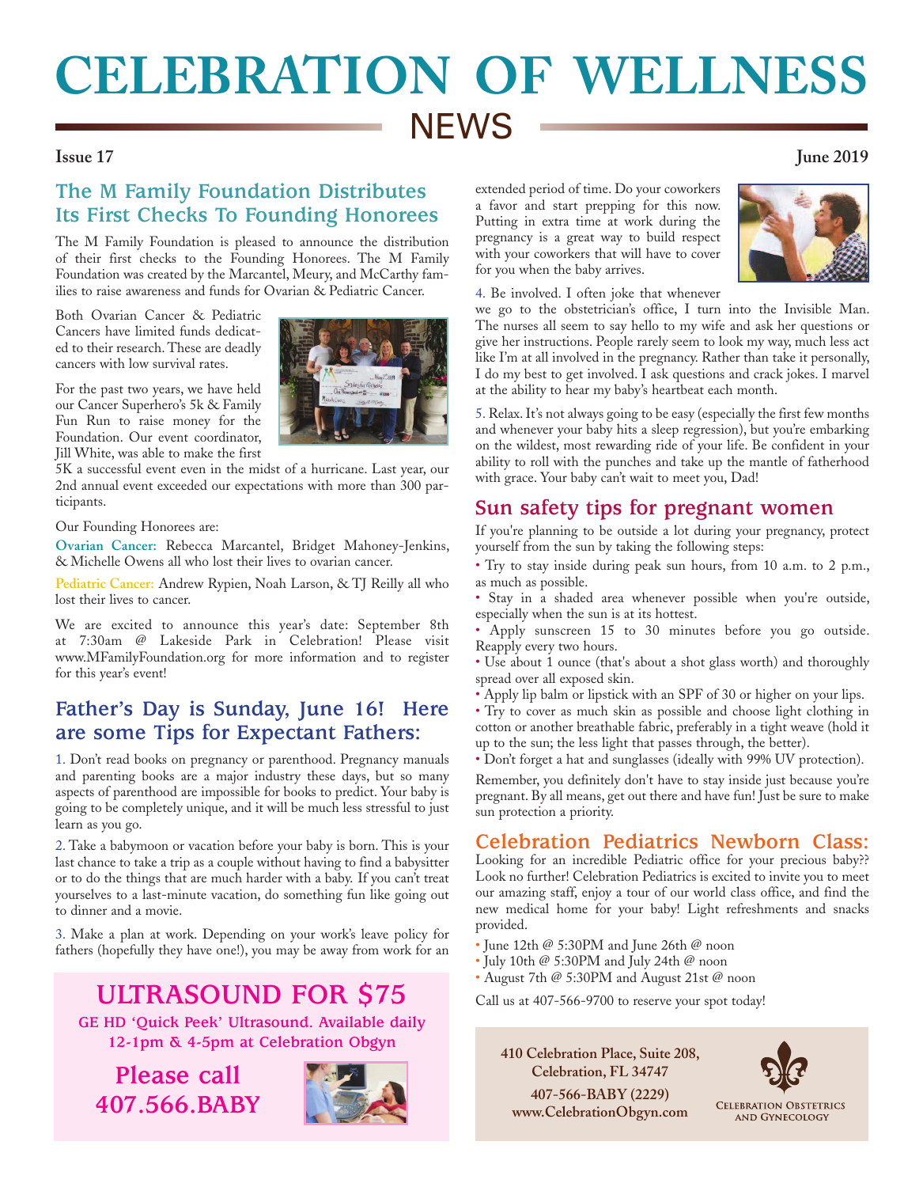# CELEBRATION OF WELLNESS NEWS

**Issue 17** **June 2019**

## The M Family Foundation Distributes Its First Checks To Founding Honorees

The M Family Foundation is pleased to announce the distribution of their first checks to the Founding Honorees. The M Family Foundation was created by the Marcantel, Meury, and McCarthy families to raise awareness and funds for Ovarian & Pediatric Cancer.

Both Ovarian Cancer & Pediatric Cancers have limited funds dedicated to their research. These are deadly cancers with low survival rates.

For the past two years, we have held our Cancer Superhero's 5k & Family Fun Run to raise money for the Foundation. Our event coordinator, Jill White, was able to make the first 5K a successful event even in the midst of a hurricane. Last year, our 2nd annual event exceeded our expectations with more than 300 participants.

Our Founding Honorees are:

**Ovarian Cancer:** Rebecca Marcantel, Bridget Mahoney-Jenkins, & Michelle Owens all who lost their lives to ovarian cancer.

**Pediatric Cancer:** Andrew Rypien, Noah Larson, & TJ Reilly all who lost their lives to cancer.

We are excited to announce this year's date: September 8th at 7:30am @ Lakeside Park in Celebration! Please visit www.MFamilyFoundation.org for more information and to register for this year's event!

## Father's Day is Sunday, June 16! Here are some Tips for Expectant Fathers:

1. Don't read books on pregnancy or parenthood. Pregnancy manuals and parenting books are a major industry these days, but so many aspects of parenthood are impossible for books to predict. Your baby is going to be completely unique, and it will be much less stressful to just learn as you go.

2. Take a babymoon or vacation before your baby is born. This is your last chance to take a trip as a couple without having to find a babysitter or to do the things that are much harder with a baby. If you can't treat yourselves to a last-minute vacation, do something fun like going out to dinner and a movie.

3. Make a plan at work. Depending on your work's leave policy for fathers (hopefully they have one!), you may be away from work for an extended period of time. Do your coworkers a favor and start prepping for this now. Putting in extra time at work during the pregnancy is a great way to build respect with your coworkers that will have to cover for you when the baby arrives.

4. Be involved. I often joke that whenever we go to the obstetrician's office, I turn into the Invisible Man. The nurses all seem to say hello to my wife and ask her questions or give her instructions. People rarely seem to look my way, much less act like I'm at all involved in the pregnancy. Rather than take it personally, I do my best to get involved. I ask questions and crack jokes. I marvel at the ability to hear my baby's heartbeat each month.

5. Relax. It's not always going to be easy (especially the first few months and whenever your baby hits a sleep regression), but you're embarking on the wildest, most rewarding ride of your life. Be confident in your ability to roll with the punches and take up the mantle of fatherhood with grace. Your baby can't wait to meet you, Dad!

## ULTRASOUND FOR $75

**GE HD 'Quick Peek' Ultrasound. Available daily 12-1pm & 4-5pm at Celebration Obgyn**

**Please call 407.566.BABY**

## Sun safety tips for pregnant women

If you're planning to be outside a lot during your pregnancy, protect yourself from the sun by taking the following steps:

- Try to stay inside during peak sun hours, from 10 a.m. to 2 p.m., as much as possible.
- Stay in a shaded area whenever possible when you're outside, especially when the sun is at its hottest.
- Apply sunscreen 15 to 30 minutes before you go outside. Reapply every two hours.
- Use about 1 ounce (that's about a shot glass worth) and thoroughly spread over all exposed skin.
- Apply lip balm or lipstick with an SPF of 30 or higher on your lips.
- Try to cover as much skin as possible and choose light clothing in cotton or another breathable fabric, preferably in a tight weave (hold it up to the sun; the less light that passes through, the better).
- Don't forget a hat and sunglasses (ideally with 99% UV protection).

Remember, you definitely don't have to stay inside just because you're pregnant. By all means, get out there and have fun! Just be sure to make sun protection a priority.

## Celebration Pediatrics Newborn Class:

Looking for an incredible Pediatric office for your precious baby?? Look no further! Celebration Pediatrics is excited to invite you to meet our amazing staff, enjoy a tour of our world class office, and find the new medical home for your baby! Light refreshments and snacks provided.

- June 12th @ 5:30PM and June 26th @ noon
- July 10th @ 5:30PM and July 24th @ noon
- August 7th @ 5:30PM and August 21st @ noon

Call us at 407-566-9700 to reserve your spot today!

**410 Celebration Place, Suite 208, Celebration, FL 34747**
**407-566-BABY (2229)**
**www.CelebrationObgyn.com**

Celebration Obstetrics and Gynecology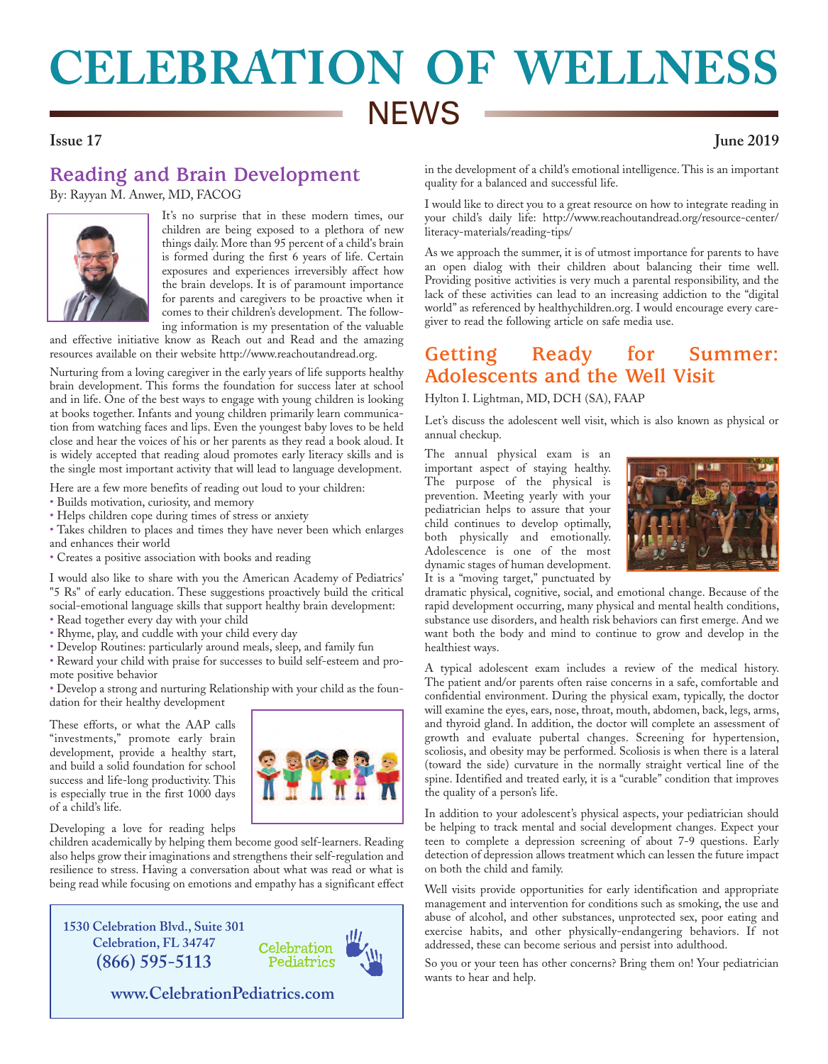# CELEBRATION OF WELLNESS NEWS

**Issue 17** **June 2019**

## Reading and Brain Development

By: Rayyan M. Anwer, MD, FACOG

It's no surprise that in these modern times, our children are being exposed to a plethora of new things daily. More than 95 percent of a child's brain is formed during the first 6 years of life. Certain exposures and experiences irreversibly affect how the brain develops. It is of paramount importance for parents and caregivers to be proactive when it comes to their children's development. The following information is my presentation of the valuable and effective initiative know as Reach out and Read and the amazing resources available on their website http://www.reachoutandread.org.

Nurturing from a loving caregiver in the early years of life supports healthy brain development. This forms the foundation for success later at school and in life. One of the best ways to engage with young children is looking at books together. Infants and young children primarily learn communication from watching faces and lips. Even the youngest baby loves to be held close and hear the voices of his or her parents as they read a book aloud. It is widely accepted that reading aloud promotes early literacy skills and is the single most important activity that will lead to language development.

Here are a few more benefits of reading out loud to your children:

- Builds motivation, curiosity, and memory
- Helps children cope during times of stress or anxiety
- Takes children to places and times they have never been which enlarges and enhances their world
- Creates a positive association with books and reading

I would also like to share with you the American Academy of Pediatrics' "5 Rs" of early education. These suggestions proactively build the critical social-emotional language skills that support healthy brain development:

- Read together every day with your child
- Rhyme, play, and cuddle with your child every day
- Develop Routines: particularly around meals, sleep, and family fun
- Reward your child with praise for successes to build self-esteem and promote positive behavior
- Develop a strong and nurturing Relationship with your child as the foundation for their healthy development

These efforts, or what the AAP calls "investments," promote early brain development, provide a healthy start, and build a solid foundation for school success and life-long productivity. This is especially true in the first 1000 days of a child's life.

Developing a love for reading helps children academically by helping them become good self-learners. Reading also helps grow their imaginations and strengthens their self-regulation and resilience to stress. Having a conversation about what was read or what is being read while focusing on emotions and empathy has a significant effect in the development of a child's emotional intelligence. This is an important quality for a balanced and successful life.

I would like to direct you to a great resource on how to integrate reading in your child's daily life: http://www.reachoutandread.org/resource-center/literacy-materials/reading-tips/

As we approach the summer, it is of utmost importance for parents to have an open dialog with their children about balancing their time well. Providing positive activities is very much a parental responsibility, and the lack of these activities can lead to an increasing addiction to the "digital world" as referenced by healthychildren.org. I would encourage every caregiver to read the following article on safe media use.

**1530 Celebration Blvd., Suite 301**
**Celebration, FL 34747**
**(866) 595-5113**

Celebration Pediatrics

**www.CelebrationPediatrics.com**

## Getting Ready for Summer: Adolescents and the Well Visit

Hylton I. Lightman, MD, DCH (SA), FAAP

Let's discuss the adolescent well visit, which is also known as physical or annual checkup.

The annual physical exam is an important aspect of staying healthy. The purpose of the physical is prevention. Meeting yearly with your pediatrician helps to assure that your child continues to develop optimally, both physically and emotionally. Adolescence is one of the most dynamic stages of human development. It is a "moving target," punctuated by dramatic physical, cognitive, social, and emotional change. Because of the rapid development occurring, many physical and mental health conditions, substance use disorders, and health risk behaviors can first emerge. And we want both the body and mind to continue to grow and develop in the healthiest ways.

A typical adolescent exam includes a review of the medical history. The patient and/or parents often raise concerns in a safe, comfortable and confidential environment. During the physical exam, typically, the doctor will examine the eyes, ears, nose, throat, mouth, abdomen, back, legs, arms, and thyroid gland. In addition, the doctor will complete an assessment of growth and evaluate pubertal changes. Screening for hypertension, scoliosis, and obesity may be performed. Scoliosis is when there is a lateral (toward the side) curvature in the normally straight vertical line of the spine. Identified and treated early, it is a "curable" condition that improves the quality of a person's life.

In addition to your adolescent's physical aspects, your pediatrician should be helping to track mental and social development changes. Expect your teen to complete a depression screening of about 7-9 questions. Early detection of depression allows treatment which can lessen the future impact on both the child and family.

Well visits provide opportunities for early identification and appropriate management and intervention for conditions such as smoking, the use and abuse of alcohol, and other substances, unprotected sex, poor eating and exercise habits, and other physically-endangering behaviors. If not addressed, these can become serious and persist into adulthood.

So you or your teen has other concerns? Bring them on! Your pediatrician wants to hear and help.